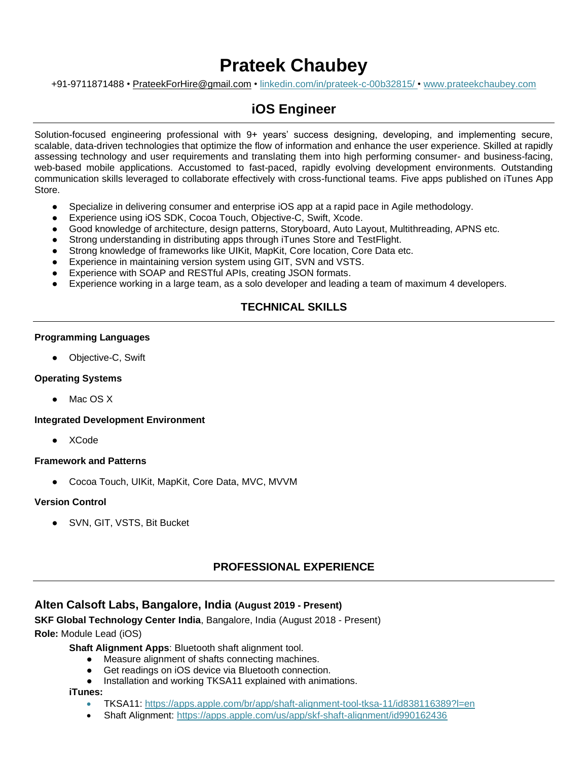# Prateek Chaubey

+91-9711871488 • PrateekForHire@gmail.com • linkedin.com/in/prateek-c-00b32815/ • www.prateekchaubey.com

## iOS Engineer

Solution-focused engineering professional with 9+ years' success designing, developing, and implementing secure, scalable, data-driven technologies that optimize the flow of information and enhance the user experience. Skilled at rapidly assessing technology and user requirements and translating them into high performing consumer- and business-facing, web-based mobile applications. Accustomed to fast-paced, rapidly evolving development environments. Outstanding communication skills leveraged to collaborate effectively with cross-functional teams. Five apps published on iTunes App Store.

- Specialize in delivering consumer and enterprise iOS app at a rapid pace in Agile methodology.
- Experience using iOS SDK, Cocoa Touch, Objective-C, Swift, Xcode.
- Good knowledge of architecture, design patterns, Storyboard, Auto Layout, Multithreading, APNS etc.
- Strong understanding in distributing apps through iTunes Store and TestFlight.
- Strong knowledge of frameworks like UIKit, MapKit, Core location, Core Data etc.
- Experience in maintaining version system using GIT, SVN and VSTS.
- Experience with SOAP and RESTful APIs, creating JSON formats.
- Experience working in a large team, as a solo developer and leading a team of maximum 4 developers.

## TECHNICAL SKILLS

**Programming Languages**

- Objective-C, Swift

**Operating Systems**

- Mac OS X

**Integrated Development Environment**

- XCode

**Framework and Patterns**

- Cocoa Touch, UIKit, MapKit, Core Data, MVC, MVVM

**Version Control**

- SVN, GIT, VSTS, Bit Bucket

## PROFESSIONAL EXPERIENCE

### Alten Calsoft Labs, Bangalore, India (August 2019 - Present)

**SKF Global Technology Center India**, Bangalore, India (August 2018 - Present)

**Role:** Module Lead (iOS)

**Shaft Alignment Apps**: Bluetooth shaft alignment tool.

- Measure alignment of shafts connecting machines.
- Get readings on iOS device via Bluetooth connection.
- Installation and working TKSA11 explained with animations.

**iTunes:**

- TKSA11: https://apps.apple.com/br/app/shaft-alignment-tool-tksa-11/id838116389?l=en
- Shaft Alignment: https://apps.apple.com/us/app/skf-shaft-alignment/id990162436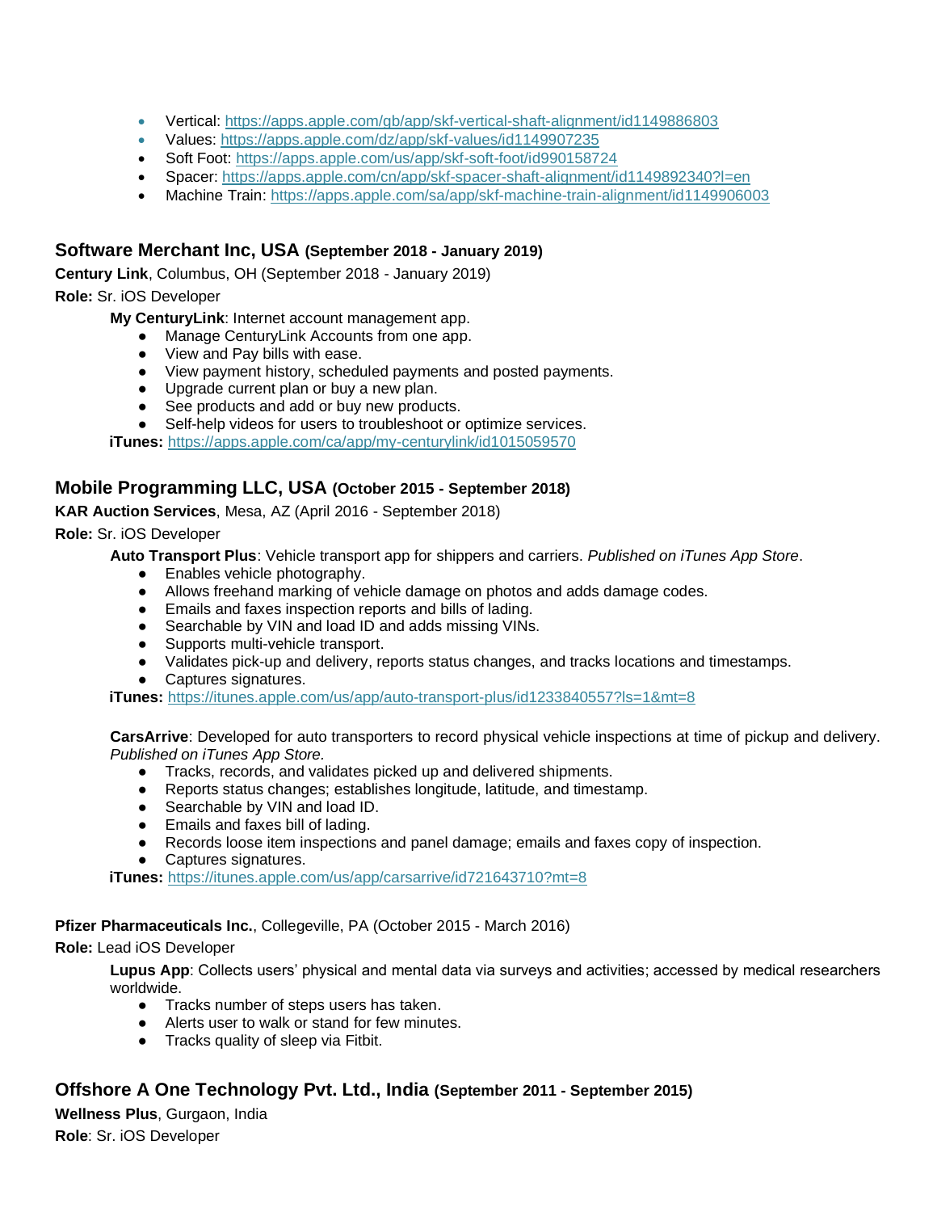- Vertical: https://apps.apple.com/gb/app/skf-vertical-shaft-alignment/id1149886803
- Values: https://apps.apple.com/dz/app/skf-values/id1149907235
- Soft Foot: https://apps.apple.com/us/app/skf-soft-foot/id990158724
- Spacer: https://apps.apple.com/cn/app/skf-spacer-shaft-alignment/id1149892340?l=en
- Machine Train: https://apps.apple.com/sa/app/skf-machine-train-alignment/id1149906003

### Software Merchant Inc, USA (September 2018 - January 2019)

**Century Link**, Columbus, OH (September 2018 - January 2019)

**Role:** Sr. iOS Developer

**My CenturyLink**: Internet account management app.

- Manage CenturyLink Accounts from one app.
- View and Pay bills with ease.
- View payment history, scheduled payments and posted payments.
- Upgrade current plan or buy a new plan.
- See products and add or buy new products.
- Self-help videos for users to troubleshoot or optimize services.

**iTunes:** https://apps.apple.com/ca/app/my-centurylink/id1015059570

### Mobile Programming LLC, USA (October 2015 - September 2018)

**KAR Auction Services**, Mesa, AZ (April 2016 - September 2018)

**Role:** Sr. iOS Developer

**Auto Transport Plus**: Vehicle transport app for shippers and carriers. *Published on iTunes App Store*.

- Enables vehicle photography.
- Allows freehand marking of vehicle damage on photos and adds damage codes.
- Emails and faxes inspection reports and bills of lading.
- Searchable by VIN and load ID and adds missing VINs.
- Supports multi-vehicle transport.
- Validates pick-up and delivery, reports status changes, and tracks locations and timestamps.
- Captures signatures.

**iTunes:** https://itunes.apple.com/us/app/auto-transport-plus/id1233840557?ls=1&mt=8

**CarsArrive**: Developed for auto transporters to record physical vehicle inspections at time of pickup and delivery. *Published on iTunes App Store.*

- Tracks, records, and validates picked up and delivered shipments.
- Reports status changes; establishes longitude, latitude, and timestamp.
- Searchable by VIN and load ID.
- Emails and faxes bill of lading.
- Records loose item inspections and panel damage; emails and faxes copy of inspection.
- Captures signatures.

**iTunes:** https://itunes.apple.com/us/app/carsarrive/id721643710?mt=8

**Pfizer Pharmaceuticals Inc.**, Collegeville, PA (October 2015 - March 2016)

**Role:** Lead iOS Developer

**Lupus App**: Collects users' physical and mental data via surveys and activities; accessed by medical researchers worldwide.

- Tracks number of steps users has taken.
- Alerts user to walk or stand for few minutes.
- Tracks quality of sleep via Fitbit.

### Offshore A One Technology Pvt. Ltd., India (September 2011 - September 2015)

**Wellness Plus**, Gurgaon, India

**Role**: Sr. iOS Developer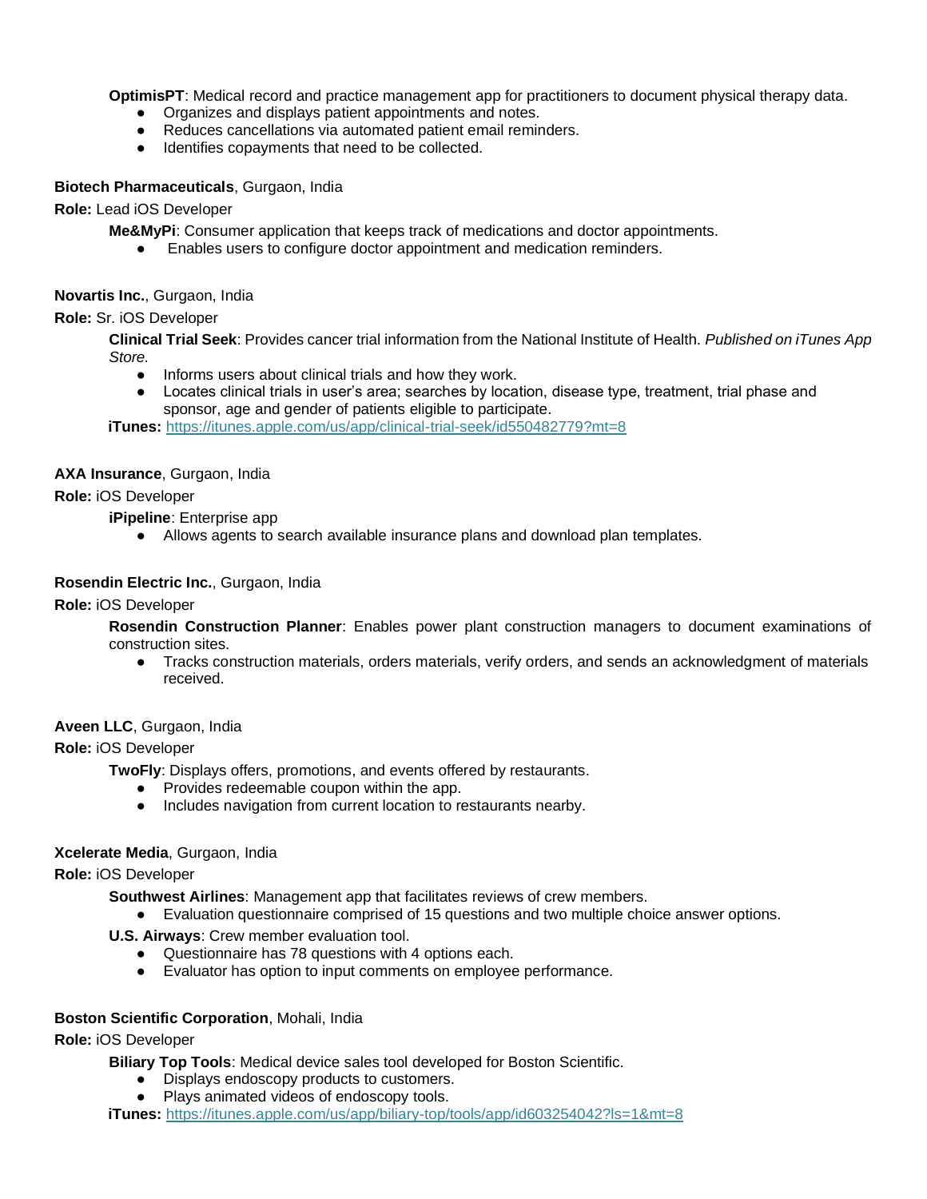**OptimisPT**: Medical record and practice management app for practitioners to document physical therapy data.

- Organizes and displays patient appointments and notes.
- Reduces cancellations via automated patient email reminders.
- Identifies copayments that need to be collected.

**Biotech Pharmaceuticals**, Gurgaon, India

**Role:** Lead iOS Developer

**Me&MyPi**: Consumer application that keeps track of medications and doctor appointments.

- Enables users to configure doctor appointment and medication reminders.

**Novartis Inc.**, Gurgaon, India

**Role:** Sr. iOS Developer

**Clinical Trial Seek**: Provides cancer trial information from the National Institute of Health. *Published on iTunes App Store.*

- Informs users about clinical trials and how they work.
- Locates clinical trials in user's area; searches by location, disease type, treatment, trial phase and sponsor, age and gender of patients eligible to participate.

**iTunes:** https://itunes.apple.com/us/app/clinical-trial-seek/id550482779?mt=8

**AXA Insurance**, Gurgaon, India

**Role:** iOS Developer

**iPipeline**: Enterprise app

- Allows agents to search available insurance plans and download plan templates.

**Rosendin Electric Inc.**, Gurgaon, India

**Role:** iOS Developer

**Rosendin Construction Planner**: Enables power plant construction managers to document examinations of construction sites.

- Tracks construction materials, orders materials, verify orders, and sends an acknowledgment of materials received.

**Aveen LLC**, Gurgaon, India

**Role:** iOS Developer

**TwoFly**: Displays offers, promotions, and events offered by restaurants.

- Provides redeemable coupon within the app.
- Includes navigation from current location to restaurants nearby.

**Xcelerate Media**, Gurgaon, India

**Role:** iOS Developer

**Southwest Airlines**: Management app that facilitates reviews of crew members.

- Evaluation questionnaire comprised of 15 questions and two multiple choice answer options.

**U.S. Airways**: Crew member evaluation tool.

- Questionnaire has 78 questions with 4 options each.
- Evaluator has option to input comments on employee performance.

**Boston Scientific Corporation**, Mohali, India

**Role:** iOS Developer

**Biliary Top Tools**: Medical device sales tool developed for Boston Scientific.

- Displays endoscopy products to customers.
- Plays animated videos of endoscopy tools.

**iTunes:** https://itunes.apple.com/us/app/biliary-top/tools/app/id603254042?ls=1&mt=8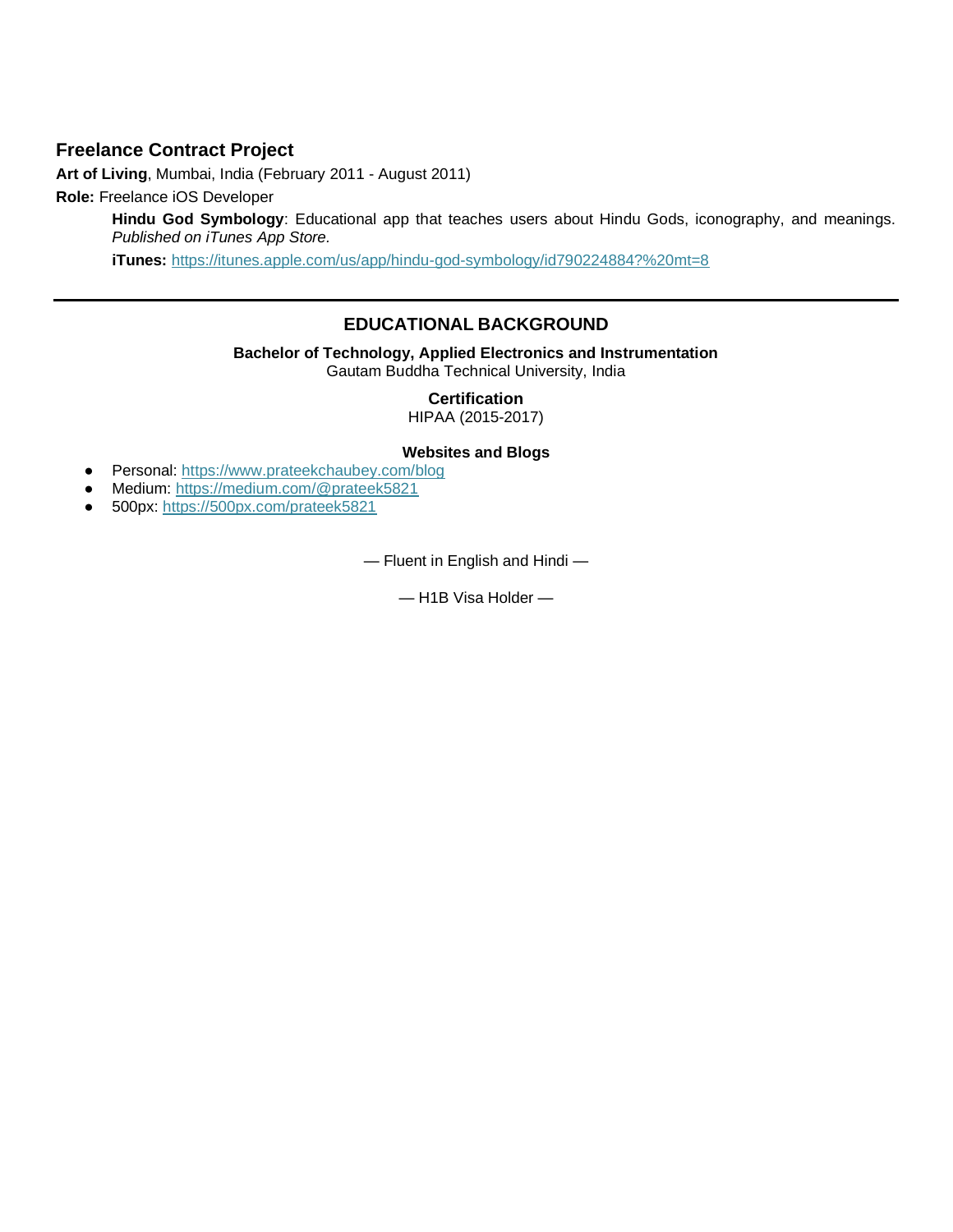### Freelance Contract Project

**Art of Living**, Mumbai, India (February 2011 - August 2011)

**Role:** Freelance iOS Developer

> **Hindu God Symbology**: Educational app that teaches users about Hindu Gods, iconography, and meanings. *Published on iTunes App Store.*
>
> **iTunes:** https://itunes.apple.com/us/app/hindu-god-symbology/id790224884?%20mt=8

---

## EDUCATIONAL BACKGROUND

**Bachelor of Technology, Applied Electronics and Instrumentation**
Gautam Buddha Technical University, India

**Certification**
HIPAA (2015-2017)

**Websites and Blogs**

- Personal: https://www.prateekchaubey.com/blog
- Medium: https://medium.com/@prateek5821
- 500px: https://500px.com/prateek5821

— Fluent in English and Hindi —

— H1B Visa Holder —